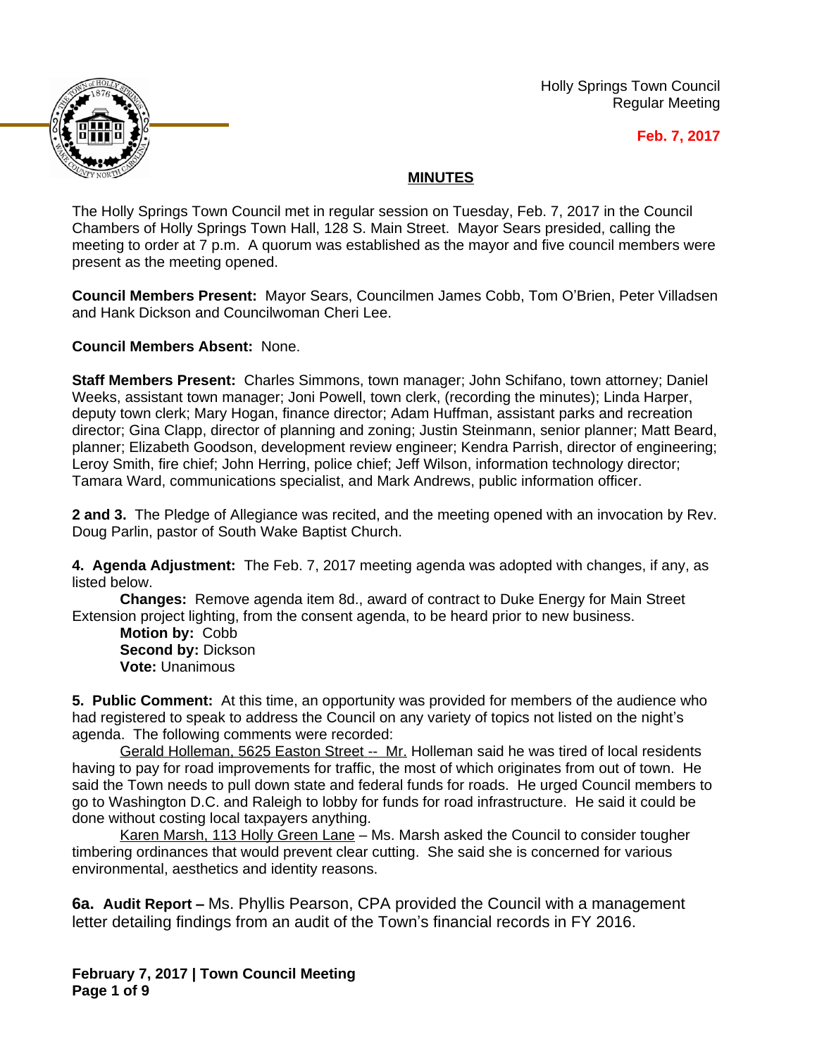Holly Springs Town Council
Regular Meeting

**Feb. 7, 2017**

## MINUTES

The Holly Springs Town Council met in regular session on Tuesday, Feb. 7, 2017 in the Council Chambers of Holly Springs Town Hall, 128 S. Main Street. Mayor Sears presided, calling the meeting to order at 7 p.m. A quorum was established as the mayor and five council members were present as the meeting opened.

**Council Members Present:** Mayor Sears, Councilmen James Cobb, Tom O'Brien, Peter Villadsen and Hank Dickson and Councilwoman Cheri Lee.

**Council Members Absent:** None.

**Staff Members Present:** Charles Simmons, town manager; John Schifano, town attorney; Daniel Weeks, assistant town manager; Joni Powell, town clerk, (recording the minutes); Linda Harper, deputy town clerk; Mary Hogan, finance director; Adam Huffman, assistant parks and recreation director; Gina Clapp, director of planning and zoning; Justin Steinmann, senior planner; Matt Beard, planner; Elizabeth Goodson, development review engineer; Kendra Parrish, director of engineering; Leroy Smith, fire chief; John Herring, police chief; Jeff Wilson, information technology director; Tamara Ward, communications specialist, and Mark Andrews, public information officer.

**2 and 3.** The Pledge of Allegiance was recited, and the meeting opened with an invocation by Rev. Doug Parlin, pastor of South Wake Baptist Church.

**4. Agenda Adjustment:** The Feb. 7, 2017 meeting agenda was adopted with changes, if any, as listed below.

**Changes:** Remove agenda item 8d., award of contract to Duke Energy for Main Street Extension project lighting, from the consent agenda, to be heard prior to new business.

**Motion by:** Cobb
**Second by:** Dickson
**Vote:** Unanimous

**5. Public Comment:** At this time, an opportunity was provided for members of the audience who had registered to speak to address the Council on any variety of topics not listed on the night's agenda. The following comments were recorded:

Gerald Holleman, 5625 Easton Street -- Mr. Holleman said he was tired of local residents having to pay for road improvements for traffic, the most of which originates from out of town. He said the Town needs to pull down state and federal funds for roads. He urged Council members to go to Washington D.C. and Raleigh to lobby for funds for road infrastructure. He said it could be done without costing local taxpayers anything.

Karen Marsh, 113 Holly Green Lane – Ms. Marsh asked the Council to consider tougher timbering ordinances that would prevent clear cutting. She said she is concerned for various environmental, aesthetics and identity reasons.

**6a. Audit Report –** Ms. Phyllis Pearson, CPA provided the Council with a management letter detailing findings from an audit of the Town's financial records in FY 2016.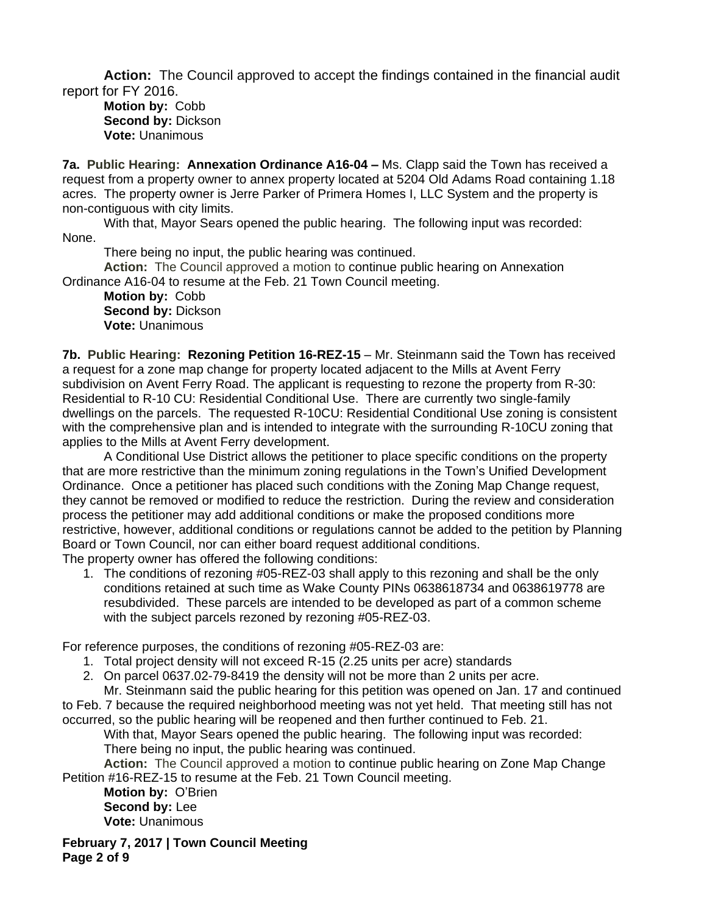**Action:** The Council approved to accept the findings contained in the financial audit report for FY 2016.

**Motion by:** Cobb
**Second by:** Dickson
**Vote:** Unanimous

**7a. Public Hearing: Annexation Ordinance A16-04 –** Ms. Clapp said the Town has received a request from a property owner to annex property located at 5204 Old Adams Road containing 1.18 acres. The property owner is Jerre Parker of Primera Homes I, LLC System and the property is non-contiguous with city limits.

With that, Mayor Sears opened the public hearing. The following input was recorded: None.

There being no input, the public hearing was continued.

**Action:** The Council approved a motion to continue public hearing on Annexation Ordinance A16-04 to resume at the Feb. 21 Town Council meeting.

**Motion by:** Cobb
**Second by:** Dickson
**Vote:** Unanimous

**7b. Public Hearing: Rezoning Petition 16-REZ-15** – Mr. Steinmann said the Town has received a request for a zone map change for property located adjacent to the Mills at Avent Ferry subdivision on Avent Ferry Road. The applicant is requesting to rezone the property from R-30: Residential to R-10 CU: Residential Conditional Use. There are currently two single-family dwellings on the parcels. The requested R-10CU: Residential Conditional Use zoning is consistent with the comprehensive plan and is intended to integrate with the surrounding R-10CU zoning that applies to the Mills at Avent Ferry development.

A Conditional Use District allows the petitioner to place specific conditions on the property that are more restrictive than the minimum zoning regulations in the Town's Unified Development Ordinance. Once a petitioner has placed such conditions with the Zoning Map Change request, they cannot be removed or modified to reduce the restriction. During the review and consideration process the petitioner may add additional conditions or make the proposed conditions more restrictive, however, additional conditions or regulations cannot be added to the petition by Planning Board or Town Council, nor can either board request additional conditions.

The property owner has offered the following conditions:

1. The conditions of rezoning #05-REZ-03 shall apply to this rezoning and shall be the only conditions retained at such time as Wake County PINs 0638618734 and 0638619778 are resubdivided. These parcels are intended to be developed as part of a common scheme with the subject parcels rezoned by rezoning #05-REZ-03.

For reference purposes, the conditions of rezoning #05-REZ-03 are:

1. Total project density will not exceed R-15 (2.25 units per acre) standards
2. On parcel 0637.02-79-8419 the density will not be more than 2 units per acre.

Mr. Steinmann said the public hearing for this petition was opened on Jan. 17 and continued to Feb. 7 because the required neighborhood meeting was not yet held. That meeting still has not occurred, so the public hearing will be reopened and then further continued to Feb. 21.

With that, Mayor Sears opened the public hearing. The following input was recorded:

There being no input, the public hearing was continued.

**Action:** The Council approved a motion to continue public hearing on Zone Map Change Petition #16-REZ-15 to resume at the Feb. 21 Town Council meeting.

**Motion by:** O'Brien
**Second by:** Lee
**Vote:** Unanimous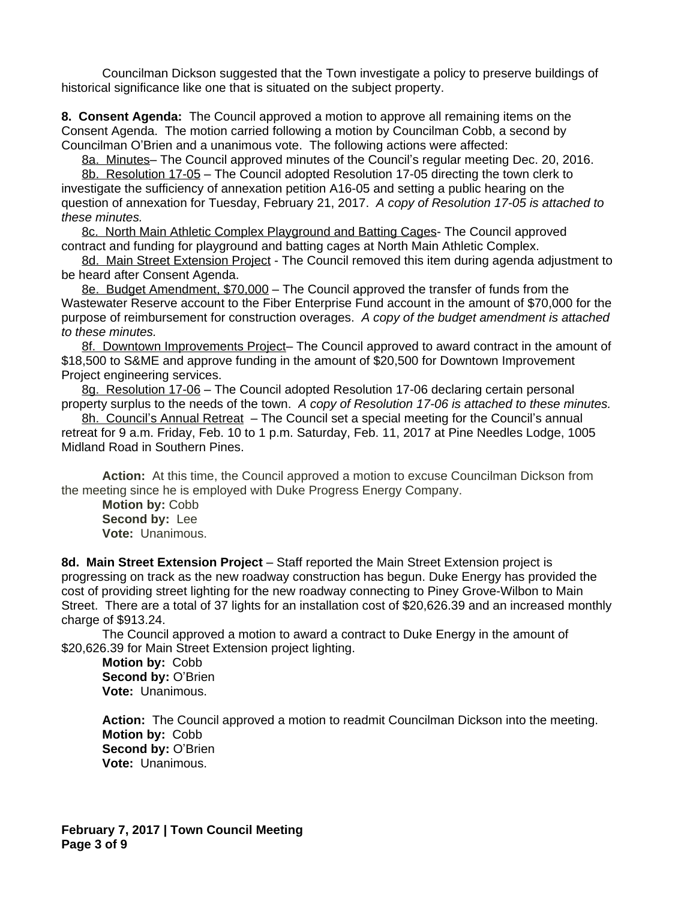Councilman Dickson suggested that the Town investigate a policy to preserve buildings of historical significance like one that is situated on the subject property.

**8. Consent Agenda:** The Council approved a motion to approve all remaining items on the Consent Agenda. The motion carried following a motion by Councilman Cobb, a second by Councilman O'Brien and a unanimous vote. The following actions were affected:

8a. Minutes– The Council approved minutes of the Council's regular meeting Dec. 20, 2016.

8b. Resolution 17-05 – The Council adopted Resolution 17-05 directing the town clerk to investigate the sufficiency of annexation petition A16-05 and setting a public hearing on the question of annexation for Tuesday, February 21, 2017. *A copy of Resolution 17-05 is attached to these minutes.*

8c. North Main Athletic Complex Playground and Batting Cages- The Council approved contract and funding for playground and batting cages at North Main Athletic Complex.

8d. Main Street Extension Project - The Council removed this item during agenda adjustment to be heard after Consent Agenda.

8e. Budget Amendment, $70,000 – The Council approved the transfer of funds from the Wastewater Reserve account to the Fiber Enterprise Fund account in the amount of $70,000 for the purpose of reimbursement for construction overages. *A copy of the budget amendment is attached to these minutes.*

8f. Downtown Improvements Project– The Council approved to award contract in the amount of $18,500 to S&ME and approve funding in the amount of $20,500 for Downtown Improvement Project engineering services.

8g. Resolution 17-06 – The Council adopted Resolution 17-06 declaring certain personal property surplus to the needs of the town. *A copy of Resolution 17-06 is attached to these minutes.*

8h. Council's Annual Retreat – The Council set a special meeting for the Council's annual retreat for 9 a.m. Friday, Feb. 10 to 1 p.m. Saturday, Feb. 11, 2017 at Pine Needles Lodge, 1005 Midland Road in Southern Pines.

**Action:** At this time, the Council approved a motion to excuse Councilman Dickson from the meeting since he is employed with Duke Progress Energy Company.
**Motion by:** Cobb
**Second by:** Lee
**Vote:** Unanimous.

**8d. Main Street Extension Project** – Staff reported the Main Street Extension project is progressing on track as the new roadway construction has begun. Duke Energy has provided the cost of providing street lighting for the new roadway connecting to Piney Grove-Wilbon to Main Street. There are a total of 37 lights for an installation cost of $20,626.39 and an increased monthly charge of $913.24.

The Council approved a motion to award a contract to Duke Energy in the amount of $20,626.39 for Main Street Extension project lighting.
**Motion by:** Cobb
**Second by:** O'Brien
**Vote:** Unanimous.

**Action:** The Council approved a motion to readmit Councilman Dickson into the meeting.
**Motion by:** Cobb
**Second by:** O'Brien
**Vote:** Unanimous.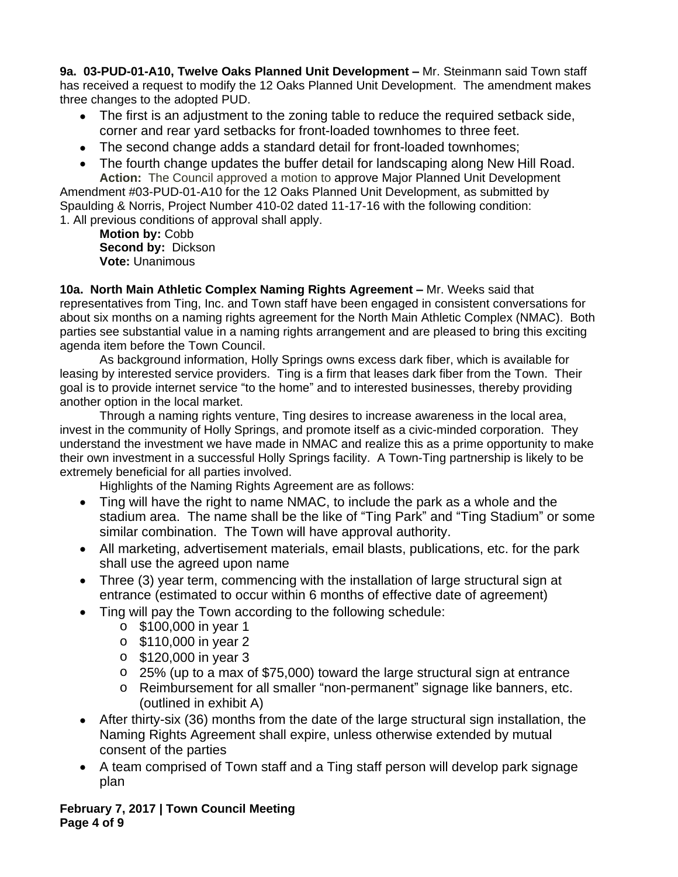**9a. 03-PUD-01-A10, Twelve Oaks Planned Unit Development –** Mr. Steinmann said Town staff has received a request to modify the 12 Oaks Planned Unit Development. The amendment makes three changes to the adopted PUD.

- The first is an adjustment to the zoning table to reduce the required setback side, corner and rear yard setbacks for front-loaded townhomes to three feet.
- The second change adds a standard detail for front-loaded townhomes;
- The fourth change updates the buffer detail for landscaping along New Hill Road.

**Action:** The Council approved a motion to approve Major Planned Unit Development Amendment #03-PUD-01-A10 for the 12 Oaks Planned Unit Development, as submitted by Spaulding & Norris, Project Number 410-02 dated 11-17-16 with the following condition:
1. All previous conditions of approval shall apply.

**Motion by:** Cobb
**Second by:** Dickson
**Vote:** Unanimous

**10a. North Main Athletic Complex Naming Rights Agreement –** Mr. Weeks said that representatives from Ting, Inc. and Town staff have been engaged in consistent conversations for about six months on a naming rights agreement for the North Main Athletic Complex (NMAC). Both parties see substantial value in a naming rights arrangement and are pleased to bring this exciting agenda item before the Town Council.

As background information, Holly Springs owns excess dark fiber, which is available for leasing by interested service providers. Ting is a firm that leases dark fiber from the Town. Their goal is to provide internet service "to the home" and to interested businesses, thereby providing another option in the local market.

Through a naming rights venture, Ting desires to increase awareness in the local area, invest in the community of Holly Springs, and promote itself as a civic-minded corporation. They understand the investment we have made in NMAC and realize this as a prime opportunity to make their own investment in a successful Holly Springs facility. A Town-Ting partnership is likely to be extremely beneficial for all parties involved.

Highlights of the Naming Rights Agreement are as follows:

- Ting will have the right to name NMAC, to include the park as a whole and the stadium area. The name shall be the like of "Ting Park" and "Ting Stadium" or some similar combination. The Town will have approval authority.
- All marketing, advertisement materials, email blasts, publications, etc. for the park shall use the agreed upon name
- Three (3) year term, commencing with the installation of large structural sign at entrance (estimated to occur within 6 months of effective date of agreement)
- Ting will pay the Town according to the following schedule:
  - $100,000 in year 1
  - $110,000 in year 2
  - $120,000 in year 3
  - 25% (up to a max of $75,000) toward the large structural sign at entrance
  - Reimbursement for all smaller "non-permanent" signage like banners, etc. (outlined in exhibit A)
- After thirty-six (36) months from the date of the large structural sign installation, the Naming Rights Agreement shall expire, unless otherwise extended by mutual consent of the parties
- A team comprised of Town staff and a Ting staff person will develop park signage plan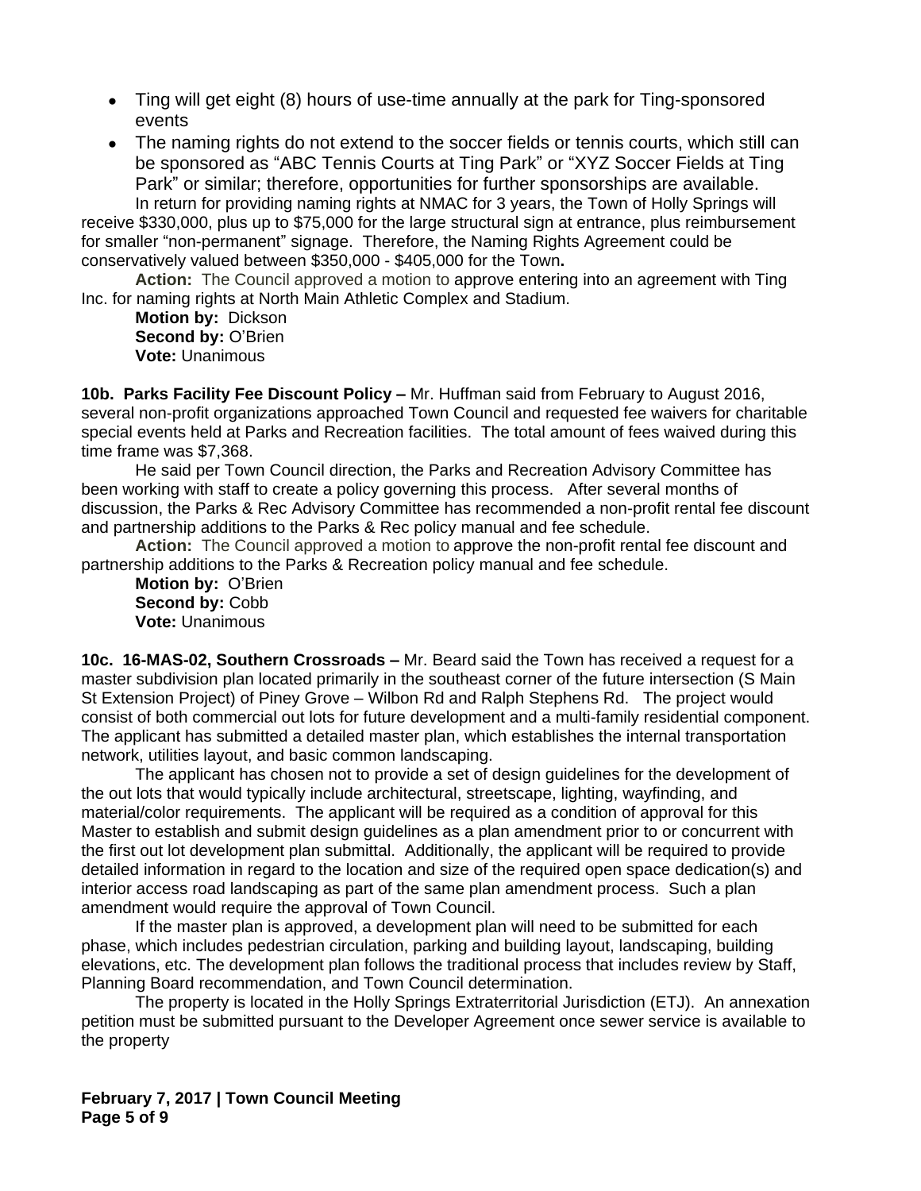- Ting will get eight (8) hours of use-time annually at the park for Ting-sponsored events
- The naming rights do not extend to the soccer fields or tennis courts, which still can be sponsored as "ABC Tennis Courts at Ting Park" or "XYZ Soccer Fields at Ting Park" or similar; therefore, opportunities for further sponsorships are available.

In return for providing naming rights at NMAC for 3 years, the Town of Holly Springs will receive $330,000, plus up to $75,000 for the large structural sign at entrance, plus reimbursement for smaller "non-permanent" signage. Therefore, the Naming Rights Agreement could be conservatively valued between $350,000 - $405,000 for the Town**.**

**Action:** The Council approved a motion to approve entering into an agreement with Ting Inc. for naming rights at North Main Athletic Complex and Stadium.

**Motion by:** Dickson
**Second by:** O'Brien
**Vote:** Unanimous

**10b. Parks Facility Fee Discount Policy –** Mr. Huffman said from February to August 2016, several non-profit organizations approached Town Council and requested fee waivers for charitable special events held at Parks and Recreation facilities. The total amount of fees waived during this time frame was $7,368.

He said per Town Council direction, the Parks and Recreation Advisory Committee has been working with staff to create a policy governing this process. After several months of discussion, the Parks & Rec Advisory Committee has recommended a non-profit rental fee discount and partnership additions to the Parks & Rec policy manual and fee schedule.

**Action:** The Council approved a motion to approve the non-profit rental fee discount and partnership additions to the Parks & Recreation policy manual and fee schedule.

**Motion by:** O'Brien
**Second by:** Cobb
**Vote:** Unanimous

**10c. 16-MAS-02, Southern Crossroads –** Mr. Beard said the Town has received a request for a master subdivision plan located primarily in the southeast corner of the future intersection (S Main St Extension Project) of Piney Grove – Wilbon Rd and Ralph Stephens Rd. The project would consist of both commercial out lots for future development and a multi-family residential component. The applicant has submitted a detailed master plan, which establishes the internal transportation network, utilities layout, and basic common landscaping.

The applicant has chosen not to provide a set of design guidelines for the development of the out lots that would typically include architectural, streetscape, lighting, wayfinding, and material/color requirements. The applicant will be required as a condition of approval for this Master to establish and submit design guidelines as a plan amendment prior to or concurrent with the first out lot development plan submittal. Additionally, the applicant will be required to provide detailed information in regard to the location and size of the required open space dedication(s) and interior access road landscaping as part of the same plan amendment process. Such a plan amendment would require the approval of Town Council.

If the master plan is approved, a development plan will need to be submitted for each phase, which includes pedestrian circulation, parking and building layout, landscaping, building elevations, etc. The development plan follows the traditional process that includes review by Staff, Planning Board recommendation, and Town Council determination.

The property is located in the Holly Springs Extraterritorial Jurisdiction (ETJ). An annexation petition must be submitted pursuant to the Developer Agreement once sewer service is available to the property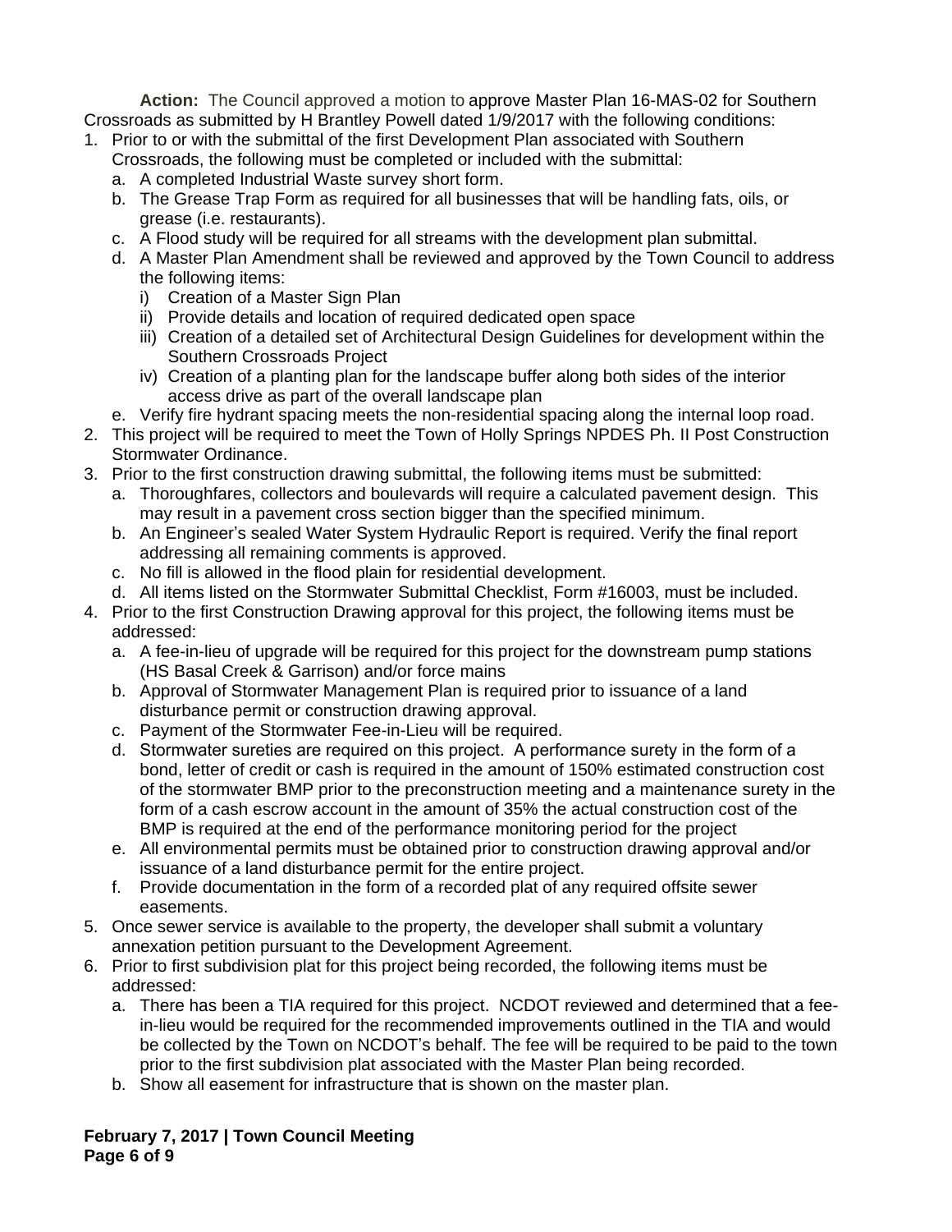**Action:** The Council approved a motion to approve Master Plan 16-MAS-02 for Southern Crossroads as submitted by H Brantley Powell dated 1/9/2017 with the following conditions:

1. Prior to or with the submittal of the first Development Plan associated with Southern Crossroads, the following must be completed or included with the submittal:
   a. A completed Industrial Waste survey short form.
   b. The Grease Trap Form as required for all businesses that will be handling fats, oils, or grease (i.e. restaurants).
   c. A Flood study will be required for all streams with the development plan submittal.
   d. A Master Plan Amendment shall be reviewed and approved by the Town Council to address the following items:
      i) Creation of a Master Sign Plan
      ii) Provide details and location of required dedicated open space
      iii) Creation of a detailed set of Architectural Design Guidelines for development within the Southern Crossroads Project
      iv) Creation of a planting plan for the landscape buffer along both sides of the interior access drive as part of the overall landscape plan
   e. Verify fire hydrant spacing meets the non-residential spacing along the internal loop road.
2. This project will be required to meet the Town of Holly Springs NPDES Ph. II Post Construction Stormwater Ordinance.
3. Prior to the first construction drawing submittal, the following items must be submitted:
   a. Thoroughfares, collectors and boulevards will require a calculated pavement design. This may result in a pavement cross section bigger than the specified minimum.
   b. An Engineer's sealed Water System Hydraulic Report is required. Verify the final report addressing all remaining comments is approved.
   c. No fill is allowed in the flood plain for residential development.
   d. All items listed on the Stormwater Submittal Checklist, Form #16003, must be included.
4. Prior to the first Construction Drawing approval for this project, the following items must be addressed:
   a. A fee-in-lieu of upgrade will be required for this project for the downstream pump stations (HS Basal Creek & Garrison) and/or force mains
   b. Approval of Stormwater Management Plan is required prior to issuance of a land disturbance permit or construction drawing approval.
   c. Payment of the Stormwater Fee-in-Lieu will be required.
   d. Stormwater sureties are required on this project. A performance surety in the form of a bond, letter of credit or cash is required in the amount of 150% estimated construction cost of the stormwater BMP prior to the preconstruction meeting and a maintenance surety in the form of a cash escrow account in the amount of 35% the actual construction cost of the BMP is required at the end of the performance monitoring period for the project
   e. All environmental permits must be obtained prior to construction drawing approval and/or issuance of a land disturbance permit for the entire project.
   f. Provide documentation in the form of a recorded plat of any required offsite sewer easements.
5. Once sewer service is available to the property, the developer shall submit a voluntary annexation petition pursuant to the Development Agreement.
6. Prior to first subdivision plat for this project being recorded, the following items must be addressed:
   a. There has been a TIA required for this project. NCDOT reviewed and determined that a fee-in-lieu would be required for the recommended improvements outlined in the TIA and would be collected by the Town on NCDOT's behalf. The fee will be required to be paid to the town prior to the first subdivision plat associated with the Master Plan being recorded.
   b. Show all easement for infrastructure that is shown on the master plan.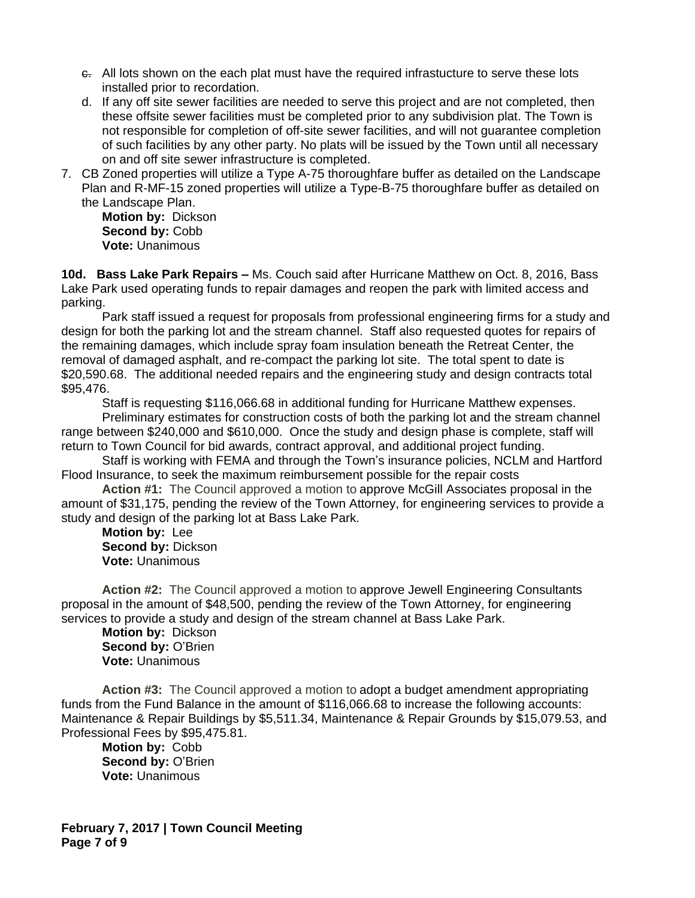c. All lots shown on the each plat must have the required infrastucture to serve these lots installed prior to recordation.

d. If any off site sewer facilities are needed to serve this project and are not completed, then these offsite sewer facilities must be completed prior to any subdivision plat. The Town is not responsible for completion of off-site sewer facilities, and will not guarantee completion of such facilities by any other party. No plats will be issued by the Town until all necessary on and off site sewer infrastructure is completed.

7. CB Zoned properties will utilize a Type A-75 thoroughfare buffer as detailed on the Landscape Plan and R-MF-15 zoned properties will utilize a Type-B-75 thoroughfare buffer as detailed on the Landscape Plan.

**Motion by:** Dickson
**Second by:** Cobb
**Vote:** Unanimous

**10d. Bass Lake Park Repairs –** Ms. Couch said after Hurricane Matthew on Oct. 8, 2016, Bass Lake Park used operating funds to repair damages and reopen the park with limited access and parking.

Park staff issued a request for proposals from professional engineering firms for a study and design for both the parking lot and the stream channel. Staff also requested quotes for repairs of the remaining damages, which include spray foam insulation beneath the Retreat Center, the removal of damaged asphalt, and re-compact the parking lot site. The total spent to date is $20,590.68. The additional needed repairs and the engineering study and design contracts total $95,476.

Staff is requesting $116,066.68 in additional funding for Hurricane Matthew expenses.

Preliminary estimates for construction costs of both the parking lot and the stream channel range between $240,000 and $610,000. Once the study and design phase is complete, staff will return to Town Council for bid awards, contract approval, and additional project funding.

Staff is working with FEMA and through the Town's insurance policies, NCLM and Hartford Flood Insurance, to seek the maximum reimbursement possible for the repair costs

**Action #1:** The Council approved a motion to approve McGill Associates proposal in the amount of $31,175, pending the review of the Town Attorney, for engineering services to provide a study and design of the parking lot at Bass Lake Park.

**Motion by:** Lee
**Second by:** Dickson
**Vote:** Unanimous

**Action #2:** The Council approved a motion to approve Jewell Engineering Consultants proposal in the amount of $48,500, pending the review of the Town Attorney, for engineering services to provide a study and design of the stream channel at Bass Lake Park.

**Motion by:** Dickson
**Second by:** O'Brien
**Vote:** Unanimous

**Action #3:** The Council approved a motion to adopt a budget amendment appropriating funds from the Fund Balance in the amount of $116,066.68 to increase the following accounts: Maintenance & Repair Buildings by $5,511.34, Maintenance & Repair Grounds by $15,079.53, and Professional Fees by $95,475.81.

**Motion by:** Cobb
**Second by:** O'Brien
**Vote:** Unanimous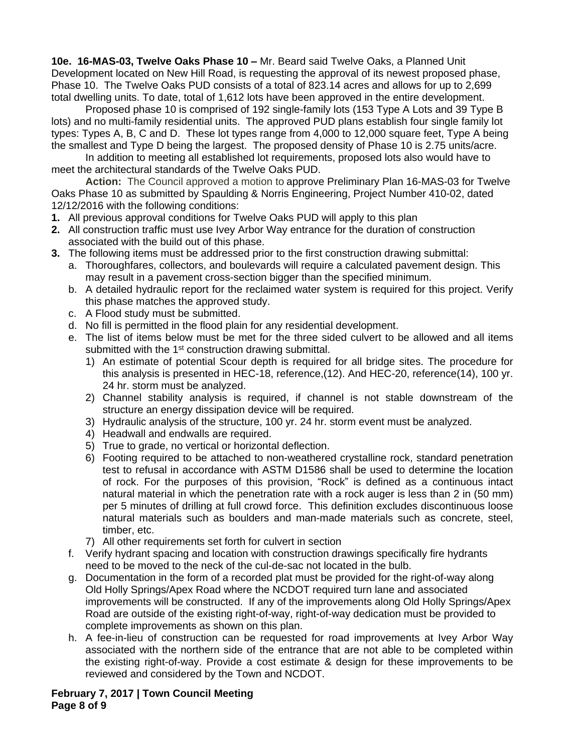**10e. 16-MAS-03, Twelve Oaks Phase 10 –** Mr. Beard said Twelve Oaks, a Planned Unit Development located on New Hill Road, is requesting the approval of its newest proposed phase, Phase 10. The Twelve Oaks PUD consists of a total of 823.14 acres and allows for up to 2,699 total dwelling units. To date, total of 1,612 lots have been approved in the entire development.

Proposed phase 10 is comprised of 192 single-family lots (153 Type A Lots and 39 Type B lots) and no multi-family residential units. The approved PUD plans establish four single family lot types: Types A, B, C and D. These lot types range from 4,000 to 12,000 square feet, Type A being the smallest and Type D being the largest. The proposed density of Phase 10 is 2.75 units/acre.

In addition to meeting all established lot requirements, proposed lots also would have to meet the architectural standards of the Twelve Oaks PUD.

**Action:** The Council approved a motion to approve Preliminary Plan 16-MAS-03 for Twelve Oaks Phase 10 as submitted by Spaulding & Norris Engineering, Project Number 410-02, dated 12/12/2016 with the following conditions:

1. All previous approval conditions for Twelve Oaks PUD will apply to this plan
2. All construction traffic must use Ivey Arbor Way entrance for the duration of construction associated with the build out of this phase.
3. The following items must be addressed prior to the first construction drawing submittal:
   a. Thoroughfares, collectors, and boulevards will require a calculated pavement design. This may result in a pavement cross-section bigger than the specified minimum.
   b. A detailed hydraulic report for the reclaimed water system is required for this project. Verify this phase matches the approved study.
   c. A Flood study must be submitted.
   d. No fill is permitted in the flood plain for any residential development.
   e. The list of items below must be met for the three sided culvert to be allowed and all items submitted with the 1st construction drawing submittal.
      1) An estimate of potential Scour depth is required for all bridge sites. The procedure for this analysis is presented in HEC-18, reference,(12). And HEC-20, reference(14), 100 yr. 24 hr. storm must be analyzed.
      2) Channel stability analysis is required, if channel is not stable downstream of the structure an energy dissipation device will be required.
      3) Hydraulic analysis of the structure, 100 yr. 24 hr. storm event must be analyzed.
      4) Headwall and endwalls are required.
      5) True to grade, no vertical or horizontal deflection.
      6) Footing required to be attached to non-weathered crystalline rock, standard penetration test to refusal in accordance with ASTM D1586 shall be used to determine the location of rock. For the purposes of this provision, "Rock" is defined as a continuous intact natural material in which the penetration rate with a rock auger is less than 2 in (50 mm) per 5 minutes of drilling at full crowd force. This definition excludes discontinuous loose natural materials such as boulders and man-made materials such as concrete, steel, timber, etc.
      7) All other requirements set forth for culvert in section
   f. Verify hydrant spacing and location with construction drawings specifically fire hydrants need to be moved to the neck of the cul-de-sac not located in the bulb.
   g. Documentation in the form of a recorded plat must be provided for the right-of-way along Old Holly Springs/Apex Road where the NCDOT required turn lane and associated improvements will be constructed. If any of the improvements along Old Holly Springs/Apex Road are outside of the existing right-of-way, right-of-way dedication must be provided to complete improvements as shown on this plan.
   h. A fee-in-lieu of construction can be requested for road improvements at Ivey Arbor Way associated with the northern side of the entrance that are not able to be completed within the existing right-of-way. Provide a cost estimate & design for these improvements to be reviewed and considered by the Town and NCDOT.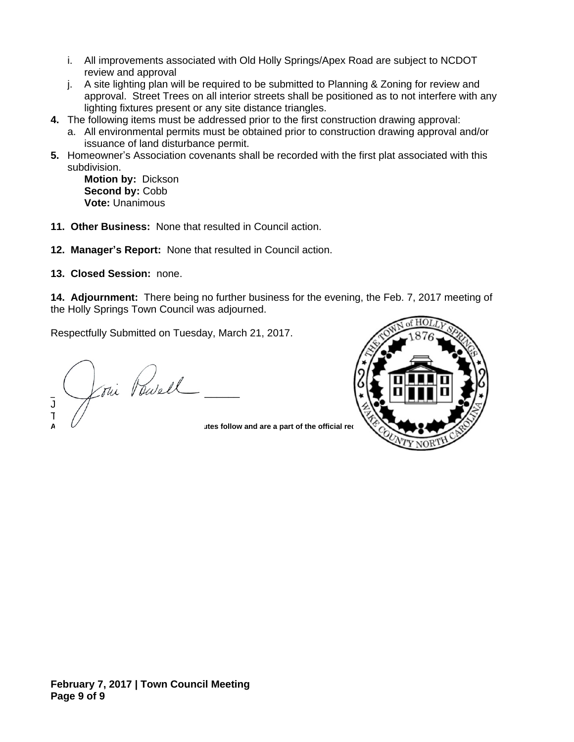i. All improvements associated with Old Holly Springs/Apex Road are subject to NCDOT review and approval
j. A site lighting plan will be required to be submitted to Planning & Zoning for review and approval. Street Trees on all interior streets shall be positioned as to not interfere with any lighting fixtures present or any site distance triangles.

**4.** The following items must be addressed prior to the first construction drawing approval:
   a. All environmental permits must be obtained prior to construction drawing approval and/or issuance of land disturbance permit.

**5.** Homeowner's Association covenants shall be recorded with the first plat associated with this subdivision.

**Motion by:** Dickson
**Second by:** Cobb
**Vote:** Unanimous

**11. Other Business:** None that resulted in Council action.

**12. Manager's Report:** None that resulted in Council action.

**13. Closed Session:** none.

**14. Adjournment:** There being no further business for the evening, the Feb. 7, 2017 meeting of the Holly Springs Town Council was adjourned.

Respectfully Submitted on Tuesday, March 21, 2017.

J
T
**A ... utes follow and are a part of the official re...**